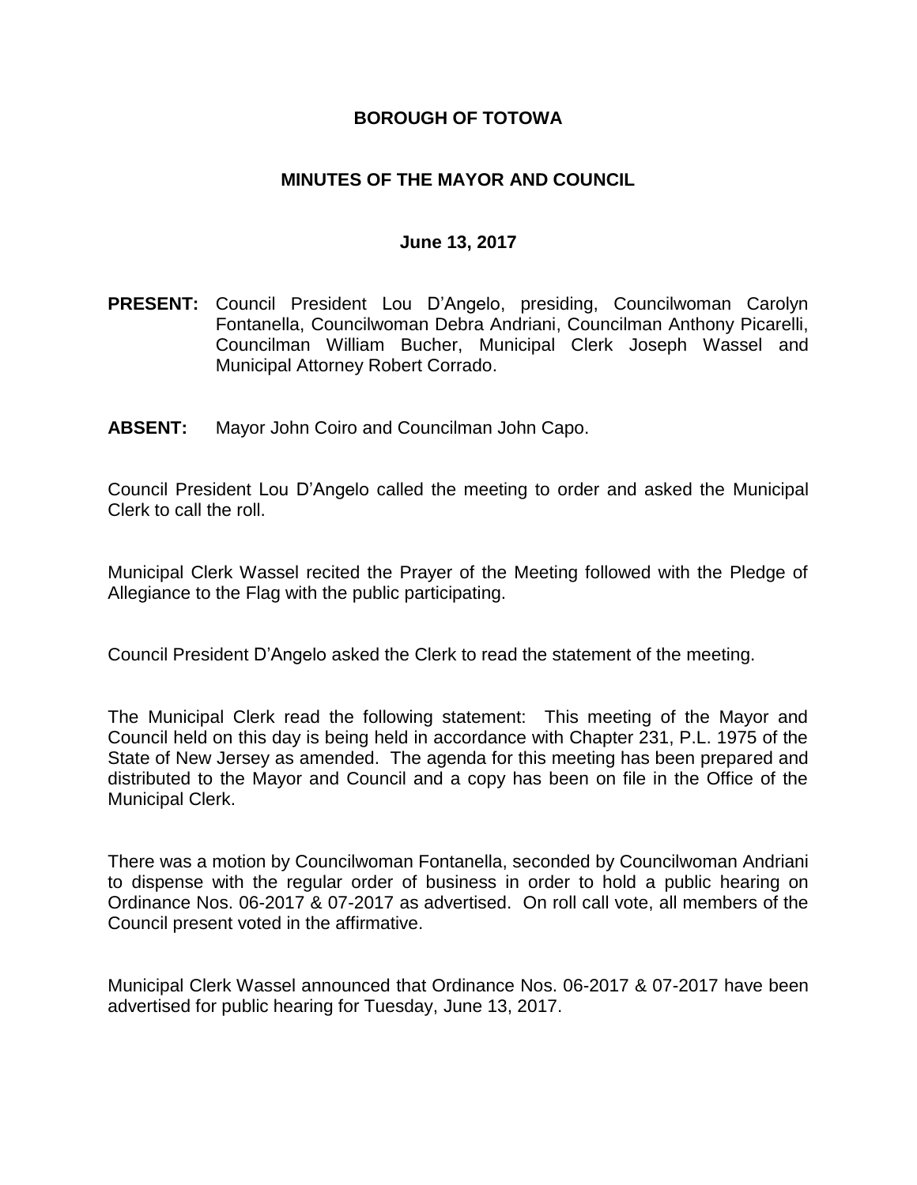# BOROUGH OF TOTOWA

## MINUTES OF THE MAYOR AND COUNCIL

### June 13, 2017

**PRESENT:** Council President Lou D'Angelo, presiding, Councilwoman Carolyn Fontanella, Councilwoman Debra Andriani, Councilman Anthony Picarelli, Councilman William Bucher, Municipal Clerk Joseph Wassel and Municipal Attorney Robert Corrado.

**ABSENT:** Mayor John Coiro and Councilman John Capo.

Council President Lou D'Angelo called the meeting to order and asked the Municipal Clerk to call the roll.

Municipal Clerk Wassel recited the Prayer of the Meeting followed with the Pledge of Allegiance to the Flag with the public participating.

Council President D'Angelo asked the Clerk to read the statement of the meeting.

The Municipal Clerk read the following statement: This meeting of the Mayor and Council held on this day is being held in accordance with Chapter 231, P.L. 1975 of the State of New Jersey as amended. The agenda for this meeting has been prepared and distributed to the Mayor and Council and a copy has been on file in the Office of the Municipal Clerk.

There was a motion by Councilwoman Fontanella, seconded by Councilwoman Andriani to dispense with the regular order of business in order to hold a public hearing on Ordinance Nos. 06-2017 & 07-2017 as advertised. On roll call vote, all members of the Council present voted in the affirmative.

Municipal Clerk Wassel announced that Ordinance Nos. 06-2017 & 07-2017 have been advertised for public hearing for Tuesday, June 13, 2017.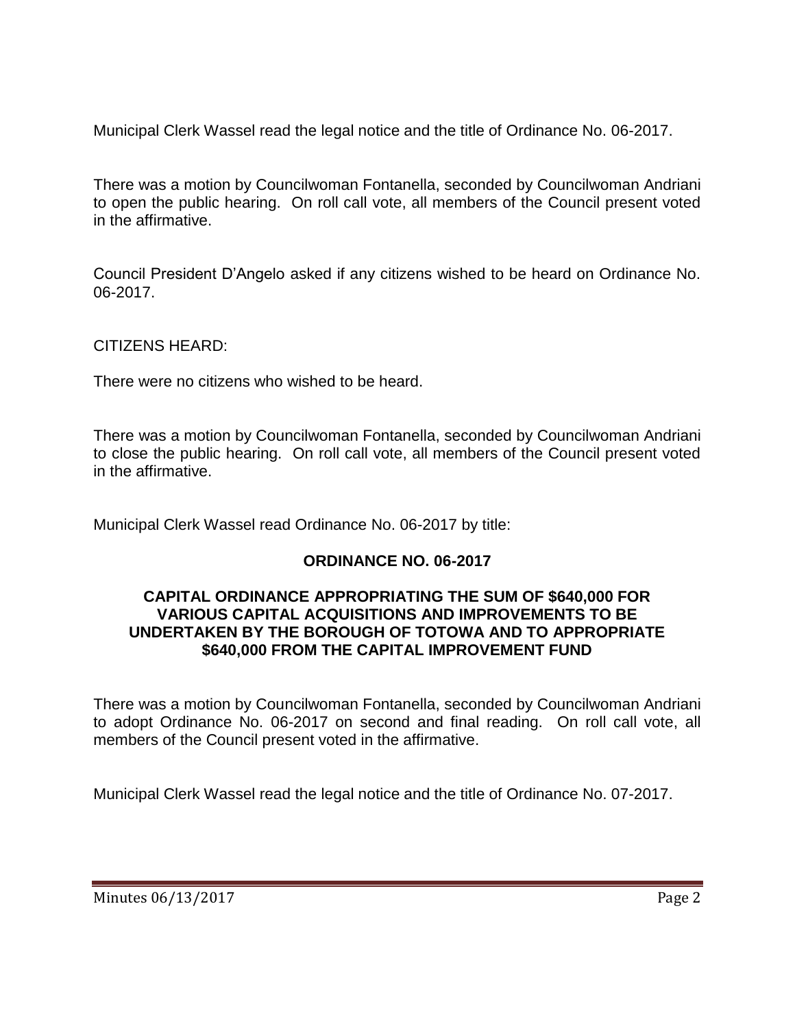Municipal Clerk Wassel read the legal notice and the title of Ordinance No. 06-2017.

There was a motion by Councilwoman Fontanella, seconded by Councilwoman Andriani to open the public hearing. On roll call vote, all members of the Council present voted in the affirmative.

Council President D'Angelo asked if any citizens wished to be heard on Ordinance No. 06-2017.

CITIZENS HEARD:

There were no citizens who wished to be heard.

There was a motion by Councilwoman Fontanella, seconded by Councilwoman Andriani to close the public hearing. On roll call vote, all members of the Council present voted in the affirmative.

Municipal Clerk Wassel read Ordinance No. 06-2017 by title:

**ORDINANCE NO. 06-2017**

**CAPITAL ORDINANCE APPROPRIATING THE SUM OF $640,000 FOR VARIOUS CAPITAL ACQUISITIONS AND IMPROVEMENTS TO BE UNDERTAKEN BY THE BOROUGH OF TOTOWA AND TO APPROPRIATE $640,000 FROM THE CAPITAL IMPROVEMENT FUND**

There was a motion by Councilwoman Fontanella, seconded by Councilwoman Andriani to adopt Ordinance No. 06-2017 on second and final reading. On roll call vote, all members of the Council present voted in the affirmative.

Municipal Clerk Wassel read the legal notice and the title of Ordinance No. 07-2017.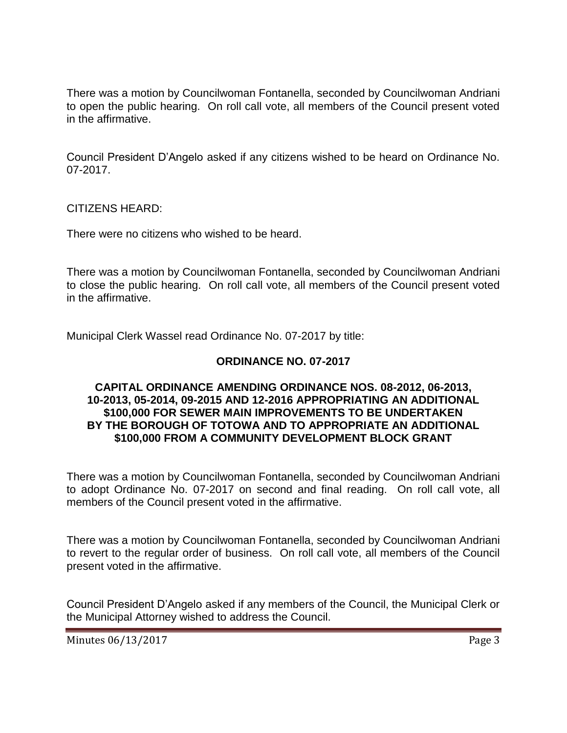There was a motion by Councilwoman Fontanella, seconded by Councilwoman Andriani to open the public hearing. On roll call vote, all members of the Council present voted in the affirmative.

Council President D'Angelo asked if any citizens wished to be heard on Ordinance No. 07-2017.

CITIZENS HEARD:

There were no citizens who wished to be heard.

There was a motion by Councilwoman Fontanella, seconded by Councilwoman Andriani to close the public hearing. On roll call vote, all members of the Council present voted in the affirmative.

Municipal Clerk Wassel read Ordinance No. 07-2017 by title:

**ORDINANCE NO. 07-2017**

**CAPITAL ORDINANCE AMENDING ORDINANCE NOS. 08-2012, 06-2013, 10-2013, 05-2014, 09-2015 AND 12-2016 APPROPRIATING AN ADDITIONAL \$100,000 FOR SEWER MAIN IMPROVEMENTS TO BE UNDERTAKEN BY THE BOROUGH OF TOTOWA AND TO APPROPRIATE AN ADDITIONAL \$100,000 FROM A COMMUNITY DEVELOPMENT BLOCK GRANT**

There was a motion by Councilwoman Fontanella, seconded by Councilwoman Andriani to adopt Ordinance No. 07-2017 on second and final reading. On roll call vote, all members of the Council present voted in the affirmative.

There was a motion by Councilwoman Fontanella, seconded by Councilwoman Andriani to revert to the regular order of business. On roll call vote, all members of the Council present voted in the affirmative.

Council President D'Angelo asked if any members of the Council, the Municipal Clerk or the Municipal Attorney wished to address the Council.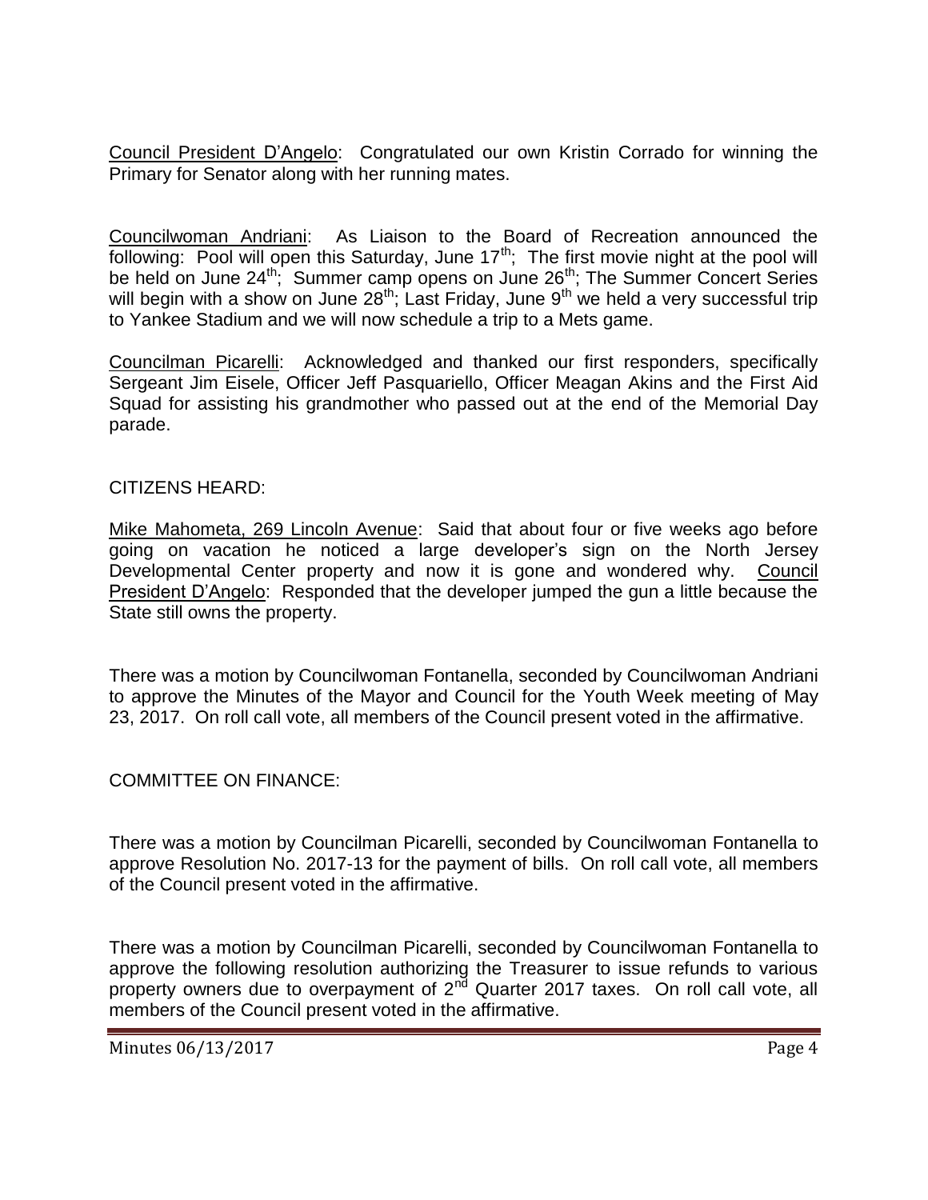Council President D'Angelo: Congratulated our own Kristin Corrado for winning the Primary for Senator along with her running mates.

Councilwoman Andriani: As Liaison to the Board of Recreation announced the following: Pool will open this Saturday, June 17th; The first movie night at the pool will be held on June 24th; Summer camp opens on June 26th; The Summer Concert Series will begin with a show on June 28th; Last Friday, June 9th we held a very successful trip to Yankee Stadium and we will now schedule a trip to a Mets game.

Councilman Picarelli: Acknowledged and thanked our first responders, specifically Sergeant Jim Eisele, Officer Jeff Pasquariello, Officer Meagan Akins and the First Aid Squad for assisting his grandmother who passed out at the end of the Memorial Day parade.

CITIZENS HEARD:

Mike Mahometa, 269 Lincoln Avenue: Said that about four or five weeks ago before going on vacation he noticed a large developer's sign on the North Jersey Developmental Center property and now it is gone and wondered why. Council President D'Angelo: Responded that the developer jumped the gun a little because the State still owns the property.

There was a motion by Councilwoman Fontanella, seconded by Councilwoman Andriani to approve the Minutes of the Mayor and Council for the Youth Week meeting of May 23, 2017. On roll call vote, all members of the Council present voted in the affirmative.

COMMITTEE ON FINANCE:

There was a motion by Councilman Picarelli, seconded by Councilwoman Fontanella to approve Resolution No. 2017-13 for the payment of bills. On roll call vote, all members of the Council present voted in the affirmative.

There was a motion by Councilman Picarelli, seconded by Councilwoman Fontanella to approve the following resolution authorizing the Treasurer to issue refunds to various property owners due to overpayment of 2nd Quarter 2017 taxes. On roll call vote, all members of the Council present voted in the affirmative.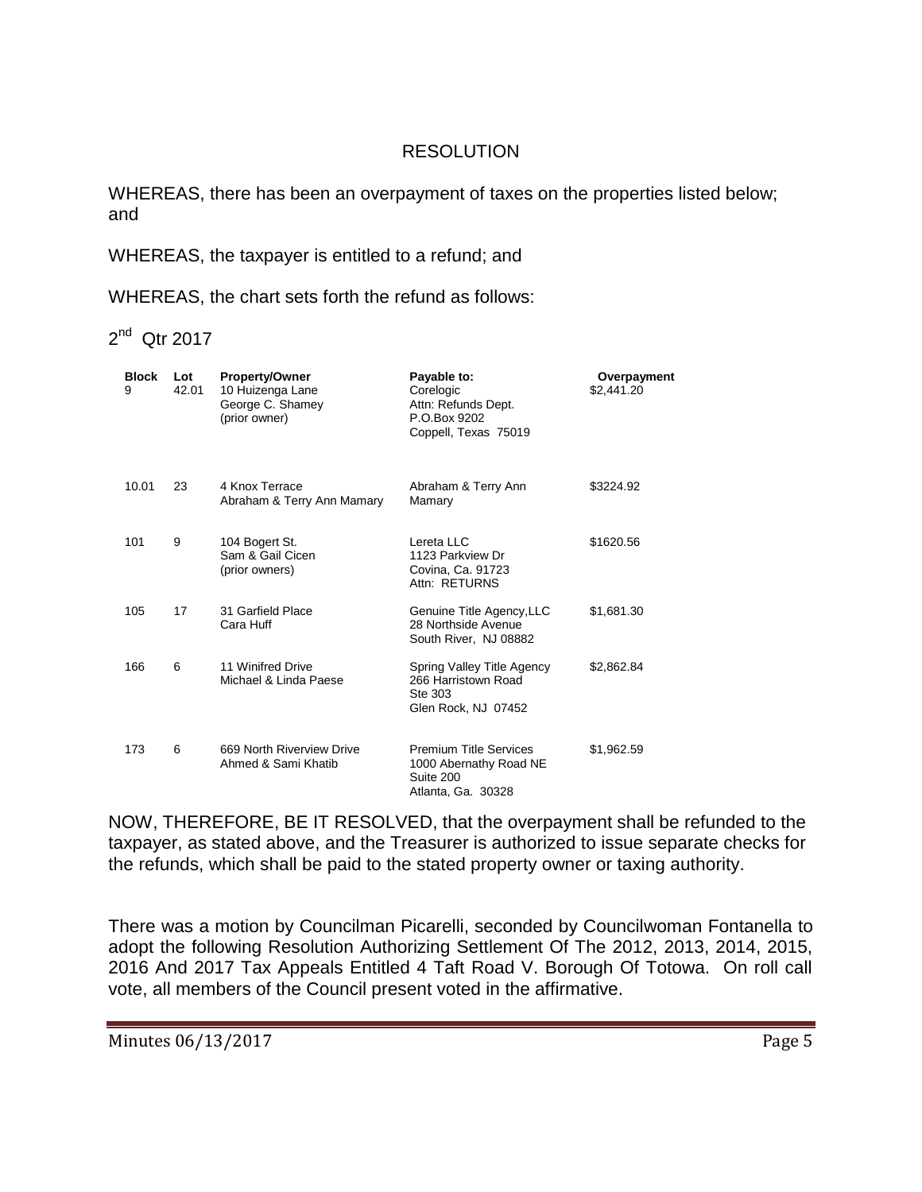## RESOLUTION

WHEREAS, there has been an overpayment of taxes on the properties listed below; and

WHEREAS, the taxpayer is entitled to a refund; and

WHEREAS, the chart sets forth the refund as follows:

2nd Qtr 2017

| Block | Lot | Property/Owner | Payable to: | Overpayment |
|---|---|---|---|---|
| 9 | 42.01 | 10 Huizenga Lane<br>George C. Shamey<br>(prior owner) | Corelogic<br>Attn: Refunds Dept.<br>P.O.Box 9202<br>Coppell, Texas 75019 | \$2,441.20 |
| 10.01 | 23 | 4 Knox Terrace<br>Abraham & Terry Ann Mamary | Abraham & Terry Ann<br>Mamary | \$3224.92 |
| 101 | 9 | 104 Bogert St.<br>Sam & Gail Cicen<br>(prior owners) | Lereta LLC<br>1123 Parkview Dr<br>Covina, Ca. 91723<br>Attn: RETURNS | \$1620.56 |
| 105 | 17 | 31 Garfield Place<br>Cara Huff | Genuine Title Agency,LLC<br>28 Northside Avenue<br>South River, NJ 08882 | \$1,681.30 |
| 166 | 6 | 11 Winifred Drive<br>Michael & Linda Paese | Spring Valley Title Agency<br>266 Harristown Road<br>Ste 303<br>Glen Rock, NJ 07452 | \$2,862.84 |
| 173 | 6 | 669 North Riverview Drive<br>Ahmed & Sami Khatib | Premium Title Services<br>1000 Abernathy Road NE<br>Suite 200<br>Atlanta, Ga. 30328 | \$1,962.59 |

NOW, THEREFORE, BE IT RESOLVED, that the overpayment shall be refunded to the taxpayer, as stated above, and the Treasurer is authorized to issue separate checks for the refunds, which shall be paid to the stated property owner or taxing authority.

There was a motion by Councilman Picarelli, seconded by Councilwoman Fontanella to adopt the following Resolution Authorizing Settlement Of The 2012, 2013, 2014, 2015, 2016 And 2017 Tax Appeals Entitled 4 Taft Road V. Borough Of Totowa. On roll call vote, all members of the Council present voted in the affirmative.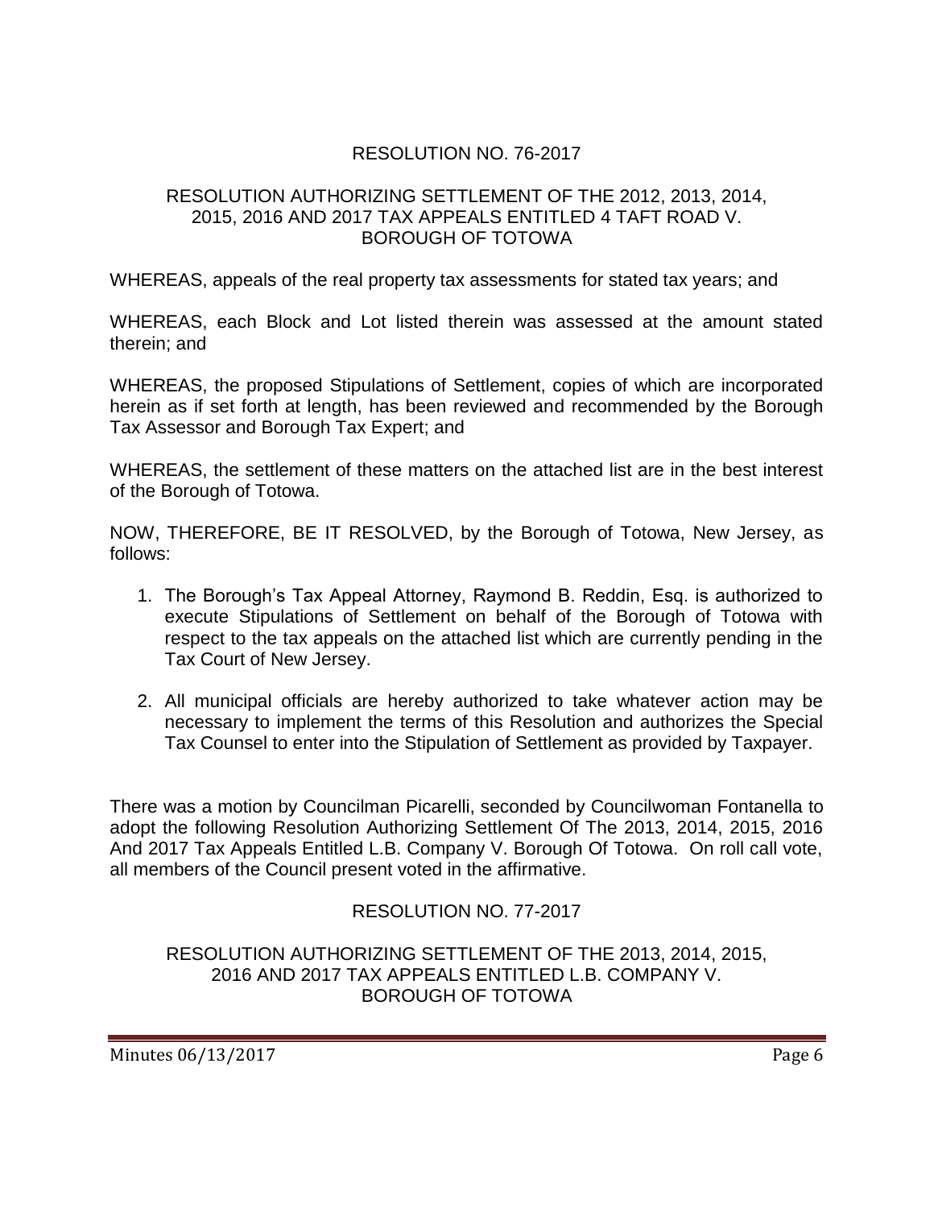## RESOLUTION NO. 76-2017

### RESOLUTION AUTHORIZING SETTLEMENT OF THE 2012, 2013, 2014, 2015, 2016 AND 2017 TAX APPEALS ENTITLED 4 TAFT ROAD V. BOROUGH OF TOTOWA

WHEREAS, appeals of the real property tax assessments for stated tax years; and

WHEREAS, each Block and Lot listed therein was assessed at the amount stated therein; and

WHEREAS, the proposed Stipulations of Settlement, copies of which are incorporated herein as if set forth at length, has been reviewed and recommended by the Borough Tax Assessor and Borough Tax Expert; and

WHEREAS, the settlement of these matters on the attached list are in the best interest of the Borough of Totowa.

NOW, THEREFORE, BE IT RESOLVED, by the Borough of Totowa, New Jersey, as follows:

1. The Borough's Tax Appeal Attorney, Raymond B. Reddin, Esq. is authorized to execute Stipulations of Settlement on behalf of the Borough of Totowa with respect to the tax appeals on the attached list which are currently pending in the Tax Court of New Jersey.
2. All municipal officials are hereby authorized to take whatever action may be necessary to implement the terms of this Resolution and authorizes the Special Tax Counsel to enter into the Stipulation of Settlement as provided by Taxpayer.

There was a motion by Councilman Picarelli, seconded by Councilwoman Fontanella to adopt the following Resolution Authorizing Settlement Of The 2013, 2014, 2015, 2016 And 2017 Tax Appeals Entitled L.B. Company V. Borough Of Totowa. On roll call vote, all members of the Council present voted in the affirmative.

## RESOLUTION NO. 77-2017

### RESOLUTION AUTHORIZING SETTLEMENT OF THE 2013, 2014, 2015, 2016 AND 2017 TAX APPEALS ENTITLED L.B. COMPANY V. BOROUGH OF TOTOWA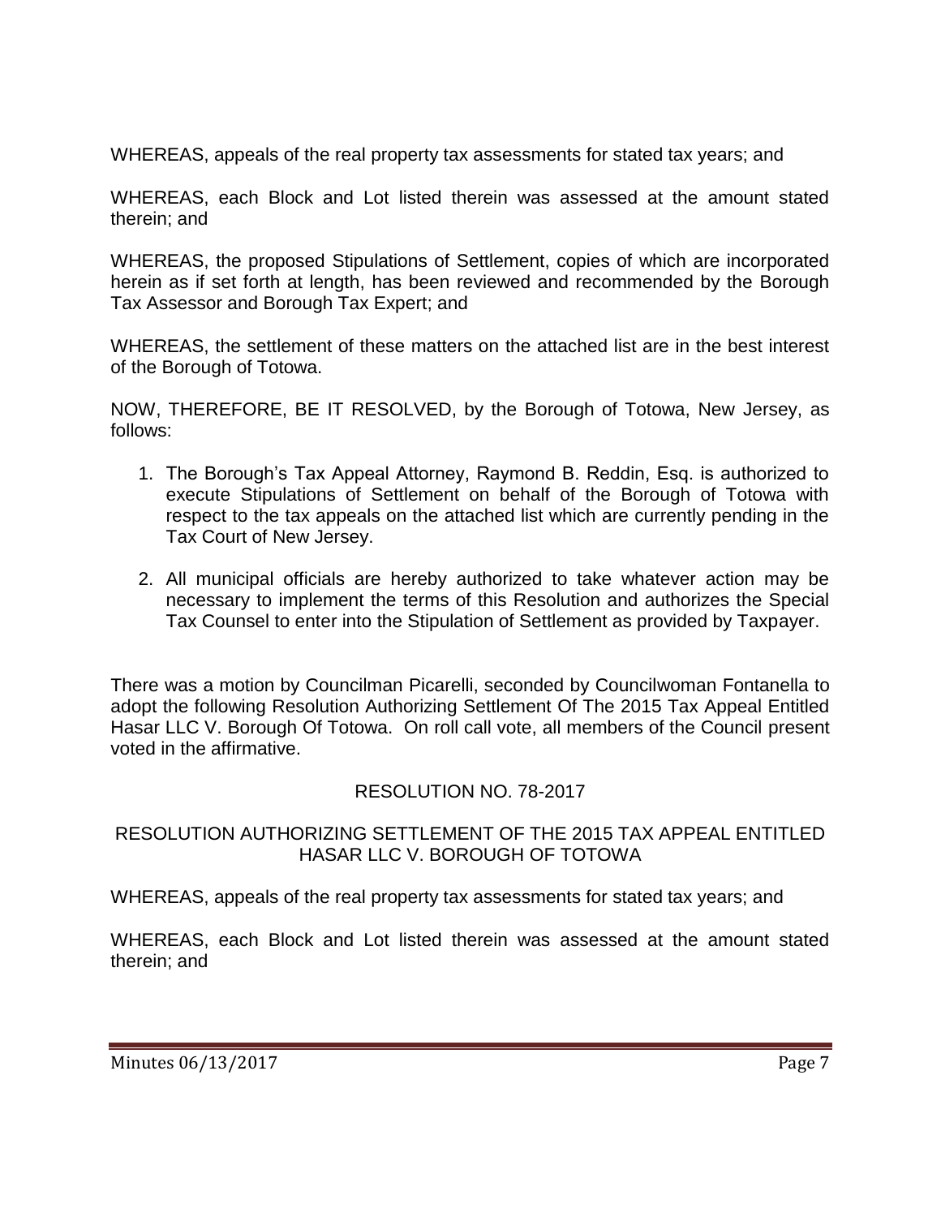WHEREAS, appeals of the real property tax assessments for stated tax years; and

WHEREAS, each Block and Lot listed therein was assessed at the amount stated therein; and

WHEREAS, the proposed Stipulations of Settlement, copies of which are incorporated herein as if set forth at length, has been reviewed and recommended by the Borough Tax Assessor and Borough Tax Expert; and

WHEREAS, the settlement of these matters on the attached list are in the best interest of the Borough of Totowa.

NOW, THEREFORE, BE IT RESOLVED, by the Borough of Totowa, New Jersey, as follows:

1. The Borough's Tax Appeal Attorney, Raymond B. Reddin, Esq. is authorized to execute Stipulations of Settlement on behalf of the Borough of Totowa with respect to the tax appeals on the attached list which are currently pending in the Tax Court of New Jersey.

2. All municipal officials are hereby authorized to take whatever action may be necessary to implement the terms of this Resolution and authorizes the Special Tax Counsel to enter into the Stipulation of Settlement as provided by Taxpayer.

There was a motion by Councilman Picarelli, seconded by Councilwoman Fontanella to adopt the following Resolution Authorizing Settlement Of The 2015 Tax Appeal Entitled Hasar LLC V. Borough Of Totowa. On roll call vote, all members of the Council present voted in the affirmative.

RESOLUTION NO. 78-2017

RESOLUTION AUTHORIZING SETTLEMENT OF THE 2015 TAX APPEAL ENTITLED HASAR LLC V. BOROUGH OF TOTOWA

WHEREAS, appeals of the real property tax assessments for stated tax years; and

WHEREAS, each Block and Lot listed therein was assessed at the amount stated therein; and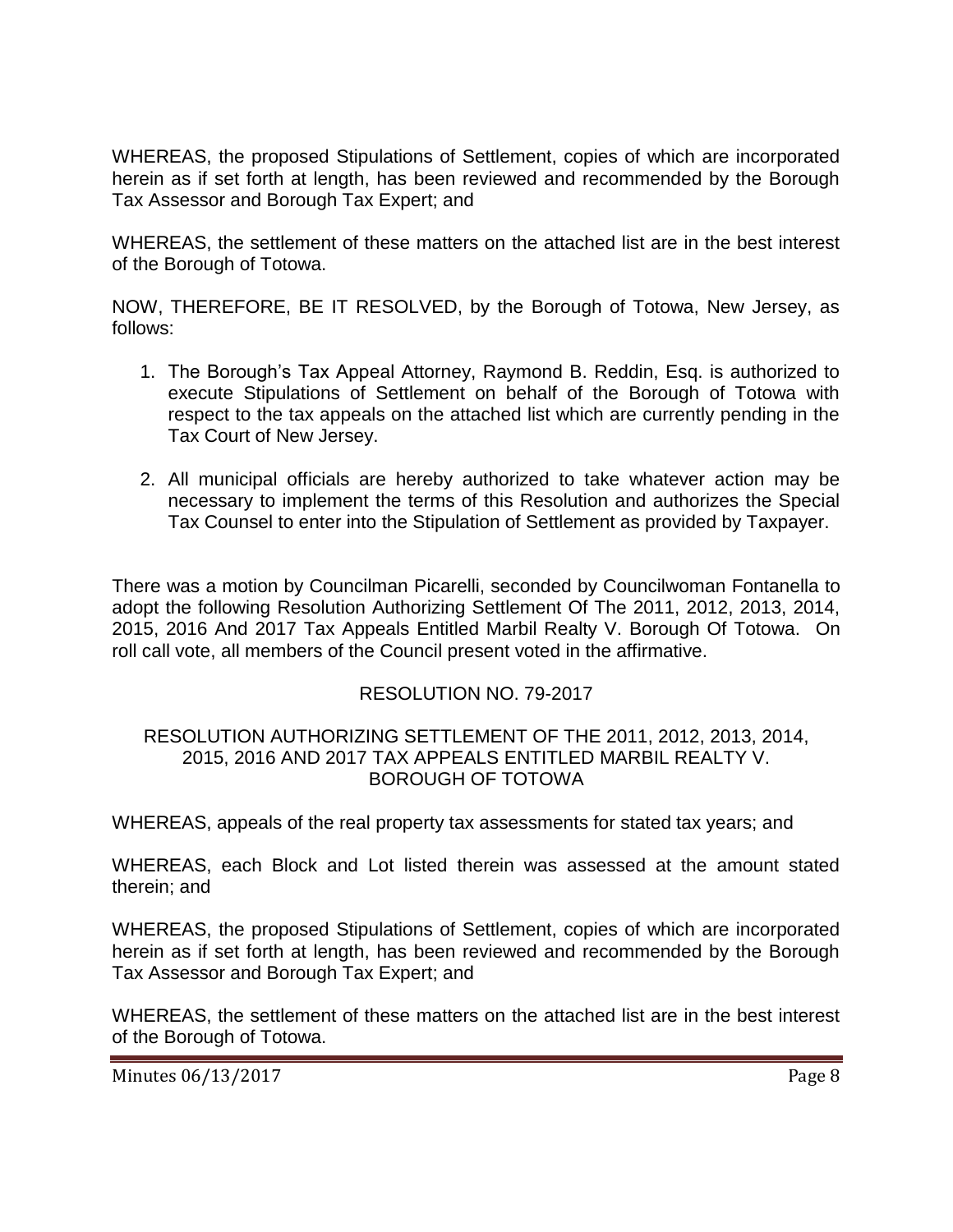WHEREAS, the proposed Stipulations of Settlement, copies of which are incorporated herein as if set forth at length, has been reviewed and recommended by the Borough Tax Assessor and Borough Tax Expert; and

WHEREAS, the settlement of these matters on the attached list are in the best interest of the Borough of Totowa.

NOW, THEREFORE, BE IT RESOLVED, by the Borough of Totowa, New Jersey, as follows:

1. The Borough's Tax Appeal Attorney, Raymond B. Reddin, Esq. is authorized to execute Stipulations of Settlement on behalf of the Borough of Totowa with respect to the tax appeals on the attached list which are currently pending in the Tax Court of New Jersey.

2. All municipal officials are hereby authorized to take whatever action may be necessary to implement the terms of this Resolution and authorizes the Special Tax Counsel to enter into the Stipulation of Settlement as provided by Taxpayer.

There was a motion by Councilman Picarelli, seconded by Councilwoman Fontanella to adopt the following Resolution Authorizing Settlement Of The 2011, 2012, 2013, 2014, 2015, 2016 And 2017 Tax Appeals Entitled Marbil Realty V. Borough Of Totowa. On roll call vote, all members of the Council present voted in the affirmative.

RESOLUTION NO. 79-2017

RESOLUTION AUTHORIZING SETTLEMENT OF THE 2011, 2012, 2013, 2014, 2015, 2016 AND 2017 TAX APPEALS ENTITLED MARBIL REALTY V. BOROUGH OF TOTOWA

WHEREAS, appeals of the real property tax assessments for stated tax years; and

WHEREAS, each Block and Lot listed therein was assessed at the amount stated therein; and

WHEREAS, the proposed Stipulations of Settlement, copies of which are incorporated herein as if set forth at length, has been reviewed and recommended by the Borough Tax Assessor and Borough Tax Expert; and

WHEREAS, the settlement of these matters on the attached list are in the best interest of the Borough of Totowa.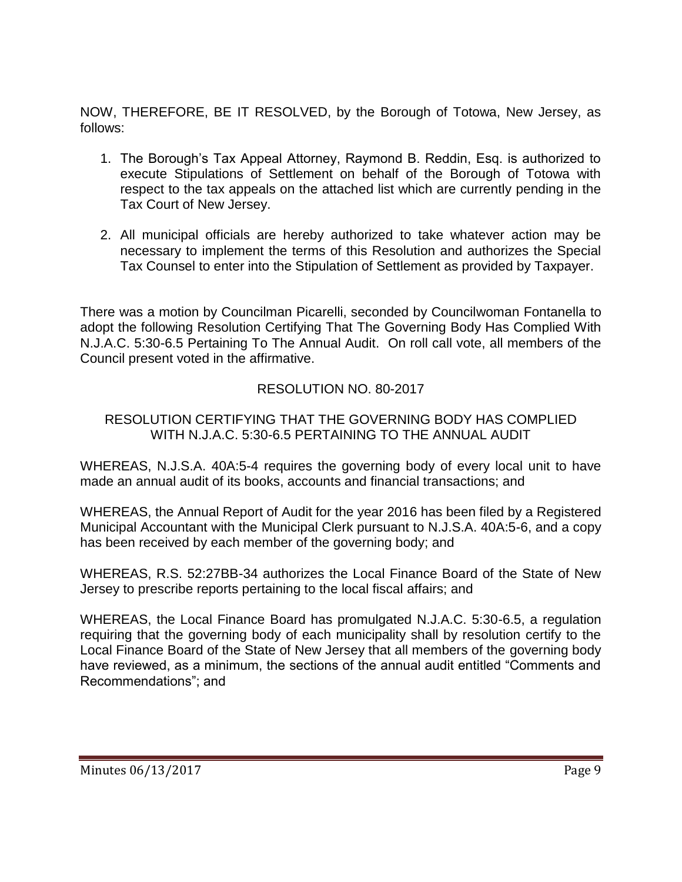NOW, THEREFORE, BE IT RESOLVED, by the Borough of Totowa, New Jersey, as follows:

1. The Borough's Tax Appeal Attorney, Raymond B. Reddin, Esq. is authorized to execute Stipulations of Settlement on behalf of the Borough of Totowa with respect to the tax appeals on the attached list which are currently pending in the Tax Court of New Jersey.

2. All municipal officials are hereby authorized to take whatever action may be necessary to implement the terms of this Resolution and authorizes the Special Tax Counsel to enter into the Stipulation of Settlement as provided by Taxpayer.

There was a motion by Councilman Picarelli, seconded by Councilwoman Fontanella to adopt the following Resolution Certifying That The Governing Body Has Complied With N.J.A.C. 5:30-6.5 Pertaining To The Annual Audit. On roll call vote, all members of the Council present voted in the affirmative.

RESOLUTION NO. 80-2017

RESOLUTION CERTIFYING THAT THE GOVERNING BODY HAS COMPLIED WITH N.J.A.C. 5:30-6.5 PERTAINING TO THE ANNUAL AUDIT

WHEREAS, N.J.S.A. 40A:5-4 requires the governing body of every local unit to have made an annual audit of its books, accounts and financial transactions; and

WHEREAS, the Annual Report of Audit for the year 2016 has been filed by a Registered Municipal Accountant with the Municipal Clerk pursuant to N.J.S.A. 40A:5-6, and a copy has been received by each member of the governing body; and

WHEREAS, R.S. 52:27BB-34 authorizes the Local Finance Board of the State of New Jersey to prescribe reports pertaining to the local fiscal affairs; and

WHEREAS, the Local Finance Board has promulgated N.J.A.C. 5:30-6.5, a regulation requiring that the governing body of each municipality shall by resolution certify to the Local Finance Board of the State of New Jersey that all members of the governing body have reviewed, as a minimum, the sections of the annual audit entitled "Comments and Recommendations"; and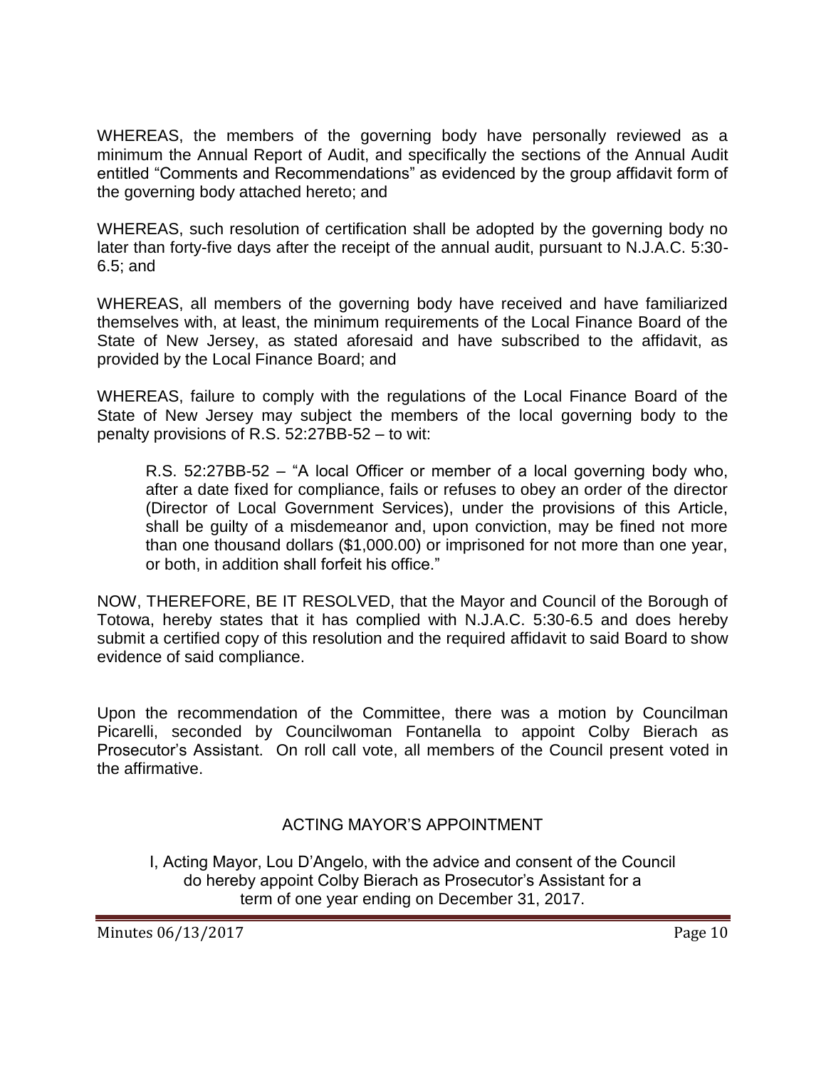WHEREAS, the members of the governing body have personally reviewed as a minimum the Annual Report of Audit, and specifically the sections of the Annual Audit entitled "Comments and Recommendations" as evidenced by the group affidavit form of the governing body attached hereto; and

WHEREAS, such resolution of certification shall be adopted by the governing body no later than forty-five days after the receipt of the annual audit, pursuant to N.J.A.C. 5:30-6.5; and

WHEREAS, all members of the governing body have received and have familiarized themselves with, at least, the minimum requirements of the Local Finance Board of the State of New Jersey, as stated aforesaid and have subscribed to the affidavit, as provided by the Local Finance Board; and

WHEREAS, failure to comply with the regulations of the Local Finance Board of the State of New Jersey may subject the members of the local governing body to the penalty provisions of R.S. 52:27BB-52 – to wit:

> R.S. 52:27BB-52 – "A local Officer or member of a local governing body who, after a date fixed for compliance, fails or refuses to obey an order of the director (Director of Local Government Services), under the provisions of this Article, shall be guilty of a misdemeanor and, upon conviction, may be fined not more than one thousand dollars ($1,000.00) or imprisoned for not more than one year, or both, in addition shall forfeit his office."

NOW, THEREFORE, BE IT RESOLVED, that the Mayor and Council of the Borough of Totowa, hereby states that it has complied with N.J.A.C. 5:30-6.5 and does hereby submit a certified copy of this resolution and the required affidavit to said Board to show evidence of said compliance.

Upon the recommendation of the Committee, there was a motion by Councilman Picarelli, seconded by Councilwoman Fontanella to appoint Colby Bierach as Prosecutor's Assistant. On roll call vote, all members of the Council present voted in the affirmative.

## ACTING MAYOR'S APPOINTMENT

I, Acting Mayor, Lou D'Angelo, with the advice and consent of the Council do hereby appoint Colby Bierach as Prosecutor's Assistant for a term of one year ending on December 31, 2017.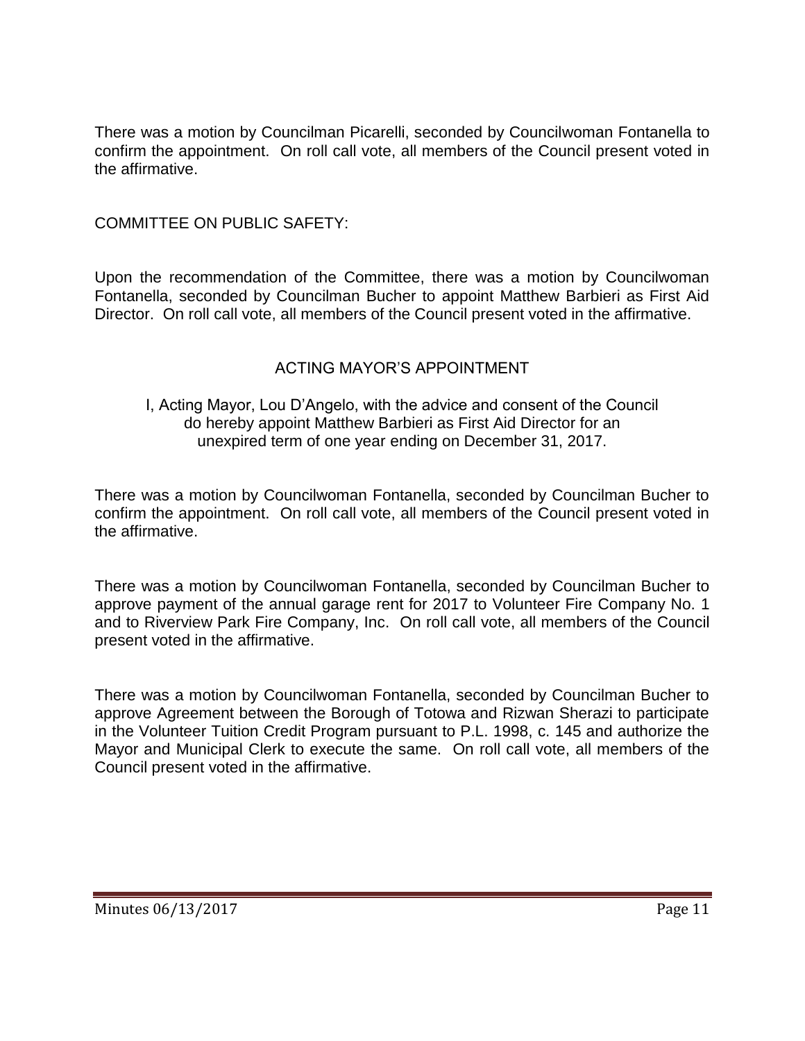There was a motion by Councilman Picarelli, seconded by Councilwoman Fontanella to confirm the appointment. On roll call vote, all members of the Council present voted in the affirmative.

COMMITTEE ON PUBLIC SAFETY:

Upon the recommendation of the Committee, there was a motion by Councilwoman Fontanella, seconded by Councilman Bucher to appoint Matthew Barbieri as First Aid Director. On roll call vote, all members of the Council present voted in the affirmative.

ACTING MAYOR'S APPOINTMENT

I, Acting Mayor, Lou D'Angelo, with the advice and consent of the Council do hereby appoint Matthew Barbieri as First Aid Director for an unexpired term of one year ending on December 31, 2017.

There was a motion by Councilwoman Fontanella, seconded by Councilman Bucher to confirm the appointment. On roll call vote, all members of the Council present voted in the affirmative.

There was a motion by Councilwoman Fontanella, seconded by Councilman Bucher to approve payment of the annual garage rent for 2017 to Volunteer Fire Company No. 1 and to Riverview Park Fire Company, Inc. On roll call vote, all members of the Council present voted in the affirmative.

There was a motion by Councilwoman Fontanella, seconded by Councilman Bucher to approve Agreement between the Borough of Totowa and Rizwan Sherazi to participate in the Volunteer Tuition Credit Program pursuant to P.L. 1998, c. 145 and authorize the Mayor and Municipal Clerk to execute the same. On roll call vote, all members of the Council present voted in the affirmative.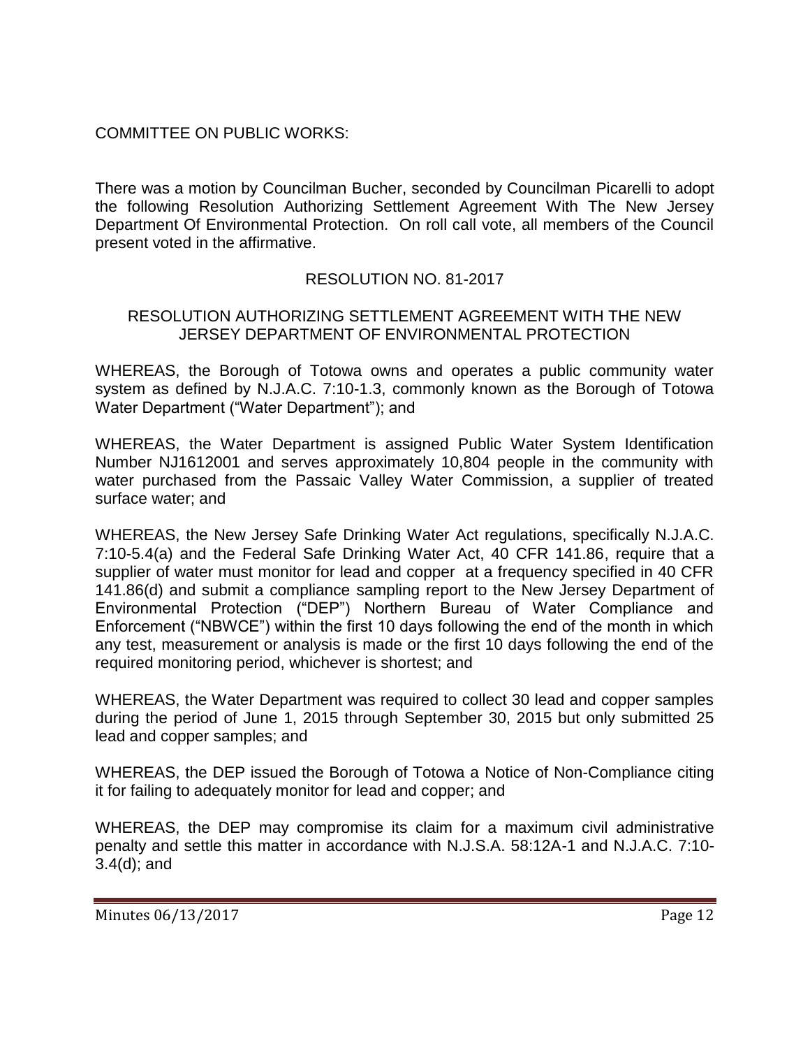COMMITTEE ON PUBLIC WORKS:

There was a motion by Councilman Bucher, seconded by Councilman Picarelli to adopt the following Resolution Authorizing Settlement Agreement With The New Jersey Department Of Environmental Protection. On roll call vote, all members of the Council present voted in the affirmative.

RESOLUTION NO. 81-2017

RESOLUTION AUTHORIZING SETTLEMENT AGREEMENT WITH THE NEW JERSEY DEPARTMENT OF ENVIRONMENTAL PROTECTION

WHEREAS, the Borough of Totowa owns and operates a public community water system as defined by N.J.A.C. 7:10-1.3, commonly known as the Borough of Totowa Water Department ("Water Department"); and

WHEREAS, the Water Department is assigned Public Water System Identification Number NJ1612001 and serves approximately 10,804 people in the community with water purchased from the Passaic Valley Water Commission, a supplier of treated surface water; and

WHEREAS, the New Jersey Safe Drinking Water Act regulations, specifically N.J.A.C. 7:10-5.4(a) and the Federal Safe Drinking Water Act, 40 CFR 141.86, require that a supplier of water must monitor for lead and copper at a frequency specified in 40 CFR 141.86(d) and submit a compliance sampling report to the New Jersey Department of Environmental Protection ("DEP") Northern Bureau of Water Compliance and Enforcement ("NBWCE") within the first 10 days following the end of the month in which any test, measurement or analysis is made or the first 10 days following the end of the required monitoring period, whichever is shortest; and

WHEREAS, the Water Department was required to collect 30 lead and copper samples during the period of June 1, 2015 through September 30, 2015 but only submitted 25 lead and copper samples; and

WHEREAS, the DEP issued the Borough of Totowa a Notice of Non-Compliance citing it for failing to adequately monitor for lead and copper; and

WHEREAS, the DEP may compromise its claim for a maximum civil administrative penalty and settle this matter in accordance with N.J.S.A. 58:12A-1 and N.J.A.C. 7:10-3.4(d); and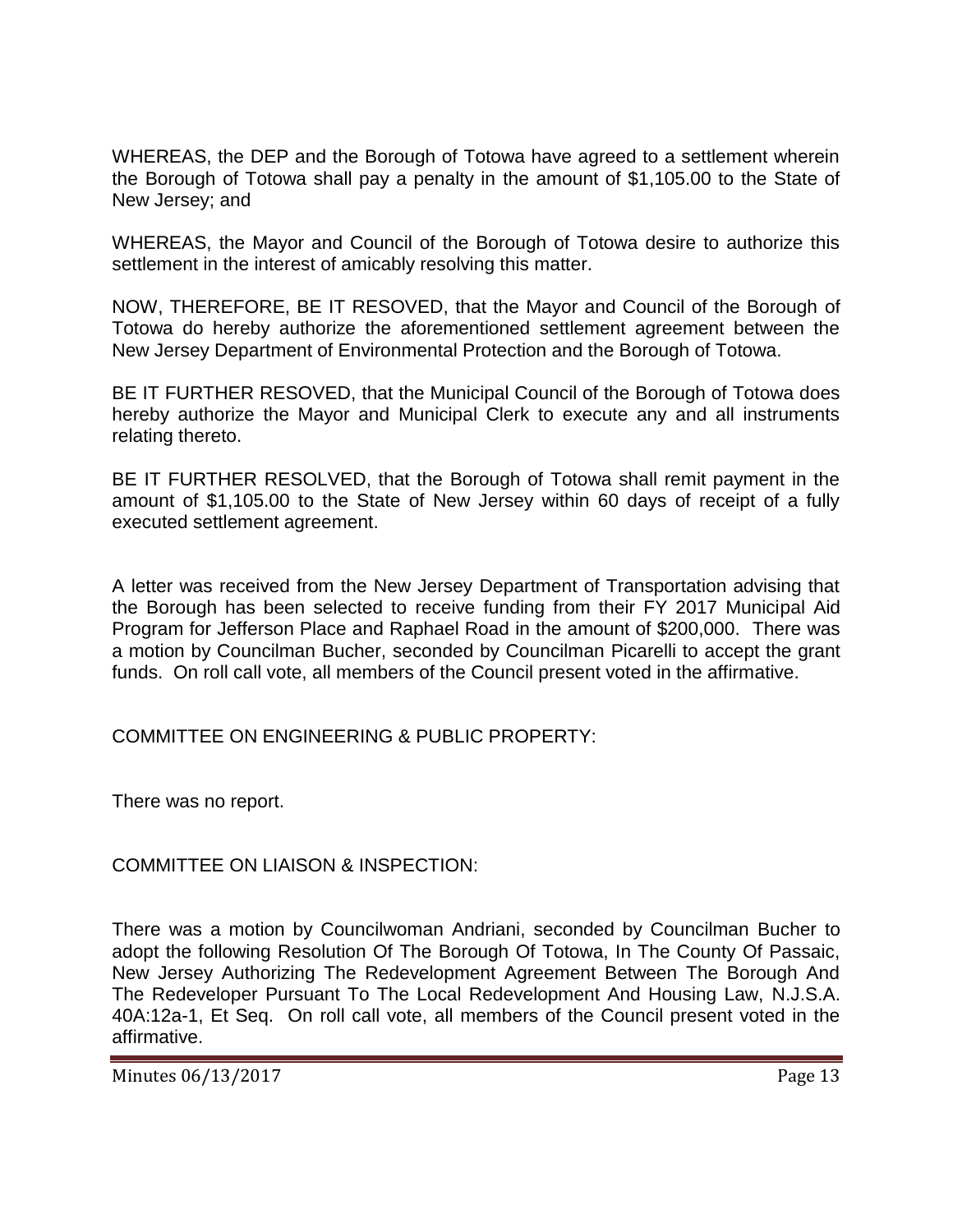WHEREAS, the DEP and the Borough of Totowa have agreed to a settlement wherein the Borough of Totowa shall pay a penalty in the amount of $1,105.00 to the State of New Jersey; and

WHEREAS, the Mayor and Council of the Borough of Totowa desire to authorize this settlement in the interest of amicably resolving this matter.

NOW, THEREFORE, BE IT RESOVED, that the Mayor and Council of the Borough of Totowa do hereby authorize the aforementioned settlement agreement between the New Jersey Department of Environmental Protection and the Borough of Totowa.

BE IT FURTHER RESOVED, that the Municipal Council of the Borough of Totowa does hereby authorize the Mayor and Municipal Clerk to execute any and all instruments relating thereto.

BE IT FURTHER RESOLVED, that the Borough of Totowa shall remit payment in the amount of $1,105.00 to the State of New Jersey within 60 days of receipt of a fully executed settlement agreement.

A letter was received from the New Jersey Department of Transportation advising that the Borough has been selected to receive funding from their FY 2017 Municipal Aid Program for Jefferson Place and Raphael Road in the amount of $200,000. There was a motion by Councilman Bucher, seconded by Councilman Picarelli to accept the grant funds. On roll call vote, all members of the Council present voted in the affirmative.

COMMITTEE ON ENGINEERING & PUBLIC PROPERTY:

There was no report.

COMMITTEE ON LIAISON & INSPECTION:

There was a motion by Councilwoman Andriani, seconded by Councilman Bucher to adopt the following Resolution Of The Borough Of Totowa, In The County Of Passaic, New Jersey Authorizing The Redevelopment Agreement Between The Borough And The Redeveloper Pursuant To The Local Redevelopment And Housing Law, N.J.S.A. 40A:12a-1, Et Seq. On roll call vote, all members of the Council present voted in the affirmative.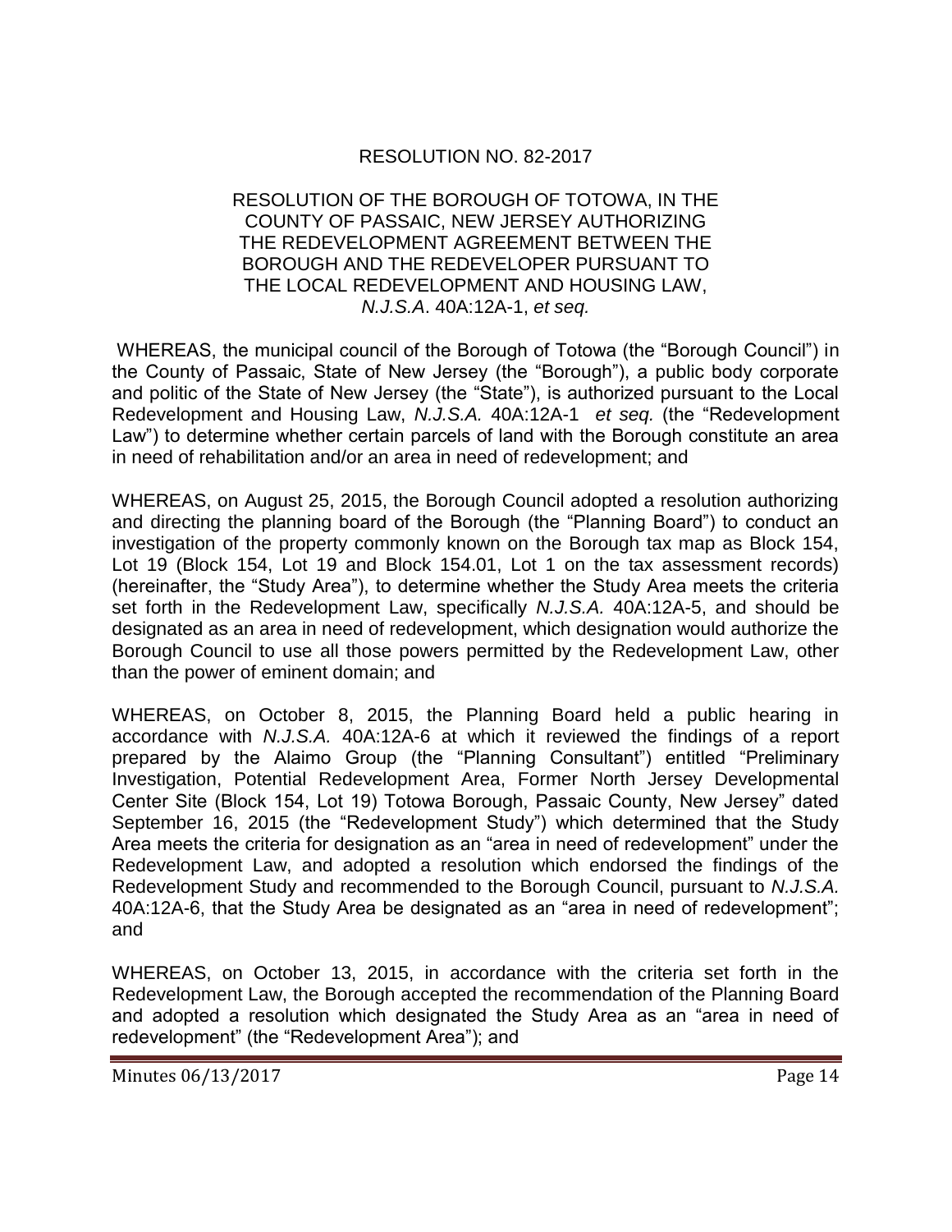RESOLUTION NO. 82-2017

RESOLUTION OF THE BOROUGH OF TOTOWA, IN THE COUNTY OF PASSAIC, NEW JERSEY AUTHORIZING THE REDEVELOPMENT AGREEMENT BETWEEN THE BOROUGH AND THE REDEVELOPER PURSUANT TO THE LOCAL REDEVELOPMENT AND HOUSING LAW, *N.J.S.A*. 40A:12A-1, *et seq.*

WHEREAS, the municipal council of the Borough of Totowa (the "Borough Council") in the County of Passaic, State of New Jersey (the "Borough"), a public body corporate and politic of the State of New Jersey (the "State"), is authorized pursuant to the Local Redevelopment and Housing Law, *N.J.S.A.* 40A:12A-1 *et seq.* (the "Redevelopment Law") to determine whether certain parcels of land with the Borough constitute an area in need of rehabilitation and/or an area in need of redevelopment; and

WHEREAS, on August 25, 2015, the Borough Council adopted a resolution authorizing and directing the planning board of the Borough (the "Planning Board") to conduct an investigation of the property commonly known on the Borough tax map as Block 154, Lot 19 (Block 154, Lot 19 and Block 154.01, Lot 1 on the tax assessment records) (hereinafter, the "Study Area"), to determine whether the Study Area meets the criteria set forth in the Redevelopment Law, specifically *N.J.S.A.* 40A:12A-5, and should be designated as an area in need of redevelopment, which designation would authorize the Borough Council to use all those powers permitted by the Redevelopment Law, other than the power of eminent domain; and

WHEREAS, on October 8, 2015, the Planning Board held a public hearing in accordance with *N.J.S.A.* 40A:12A-6 at which it reviewed the findings of a report prepared by the Alaimo Group (the "Planning Consultant") entitled "Preliminary Investigation, Potential Redevelopment Area, Former North Jersey Developmental Center Site (Block 154, Lot 19) Totowa Borough, Passaic County, New Jersey" dated September 16, 2015 (the "Redevelopment Study") which determined that the Study Area meets the criteria for designation as an "area in need of redevelopment" under the Redevelopment Law, and adopted a resolution which endorsed the findings of the Redevelopment Study and recommended to the Borough Council, pursuant to *N.J.S.A.* 40A:12A-6, that the Study Area be designated as an "area in need of redevelopment"; and

WHEREAS, on October 13, 2015, in accordance with the criteria set forth in the Redevelopment Law, the Borough accepted the recommendation of the Planning Board and adopted a resolution which designated the Study Area as an "area in need of redevelopment" (the "Redevelopment Area"); and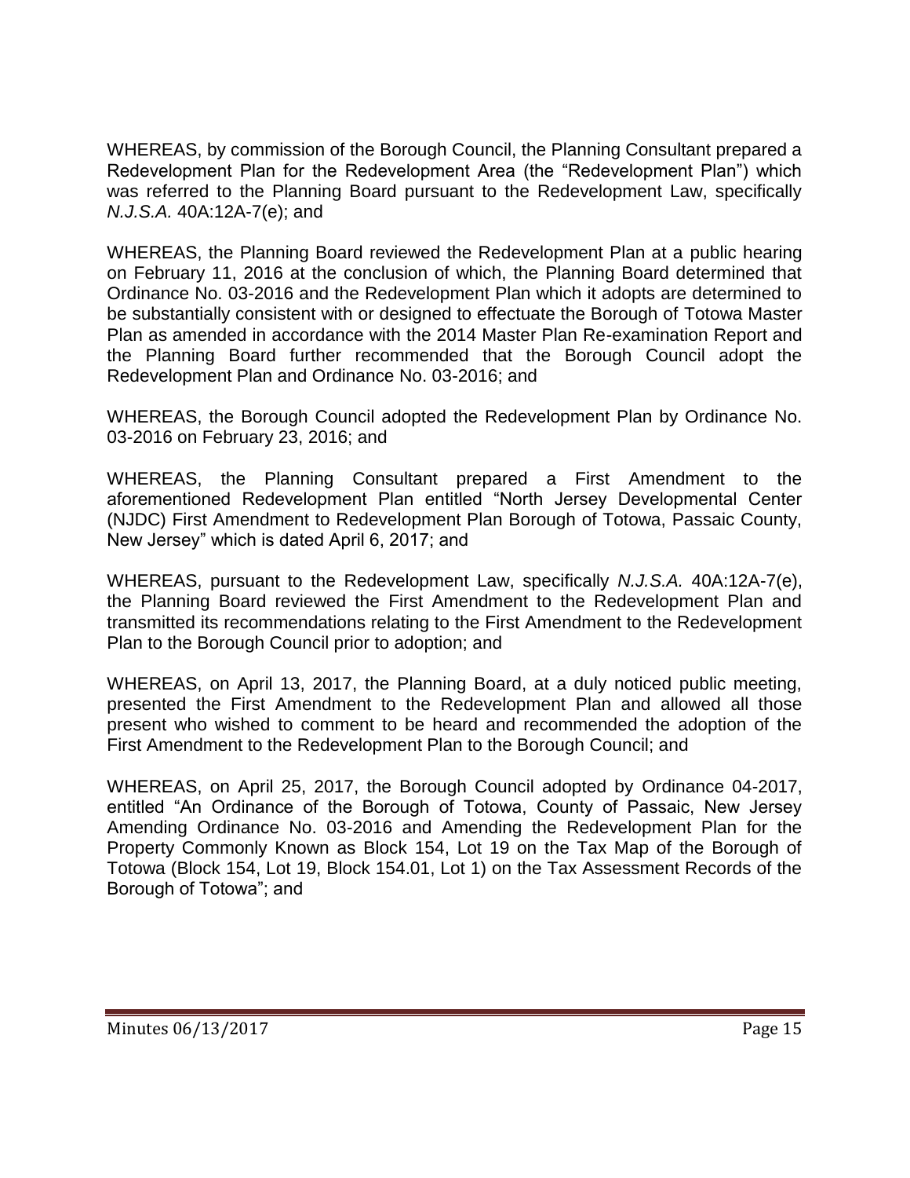WHEREAS, by commission of the Borough Council, the Planning Consultant prepared a Redevelopment Plan for the Redevelopment Area (the "Redevelopment Plan") which was referred to the Planning Board pursuant to the Redevelopment Law, specifically *N.J.S.A.* 40A:12A-7(e); and

WHEREAS, the Planning Board reviewed the Redevelopment Plan at a public hearing on February 11, 2016 at the conclusion of which, the Planning Board determined that Ordinance No. 03-2016 and the Redevelopment Plan which it adopts are determined to be substantially consistent with or designed to effectuate the Borough of Totowa Master Plan as amended in accordance with the 2014 Master Plan Re-examination Report and the Planning Board further recommended that the Borough Council adopt the Redevelopment Plan and Ordinance No. 03-2016; and

WHEREAS, the Borough Council adopted the Redevelopment Plan by Ordinance No. 03-2016 on February 23, 2016; and

WHEREAS, the Planning Consultant prepared a First Amendment to the aforementioned Redevelopment Plan entitled "North Jersey Developmental Center (NJDC) First Amendment to Redevelopment Plan Borough of Totowa, Passaic County, New Jersey" which is dated April 6, 2017; and

WHEREAS, pursuant to the Redevelopment Law, specifically *N.J.S.A.* 40A:12A-7(e), the Planning Board reviewed the First Amendment to the Redevelopment Plan and transmitted its recommendations relating to the First Amendment to the Redevelopment Plan to the Borough Council prior to adoption; and

WHEREAS, on April 13, 2017, the Planning Board, at a duly noticed public meeting, presented the First Amendment to the Redevelopment Plan and allowed all those present who wished to comment to be heard and recommended the adoption of the First Amendment to the Redevelopment Plan to the Borough Council; and

WHEREAS, on April 25, 2017, the Borough Council adopted by Ordinance 04-2017, entitled "An Ordinance of the Borough of Totowa, County of Passaic, New Jersey Amending Ordinance No. 03-2016 and Amending the Redevelopment Plan for the Property Commonly Known as Block 154, Lot 19 on the Tax Map of the Borough of Totowa (Block 154, Lot 19, Block 154.01, Lot 1) on the Tax Assessment Records of the Borough of Totowa"; and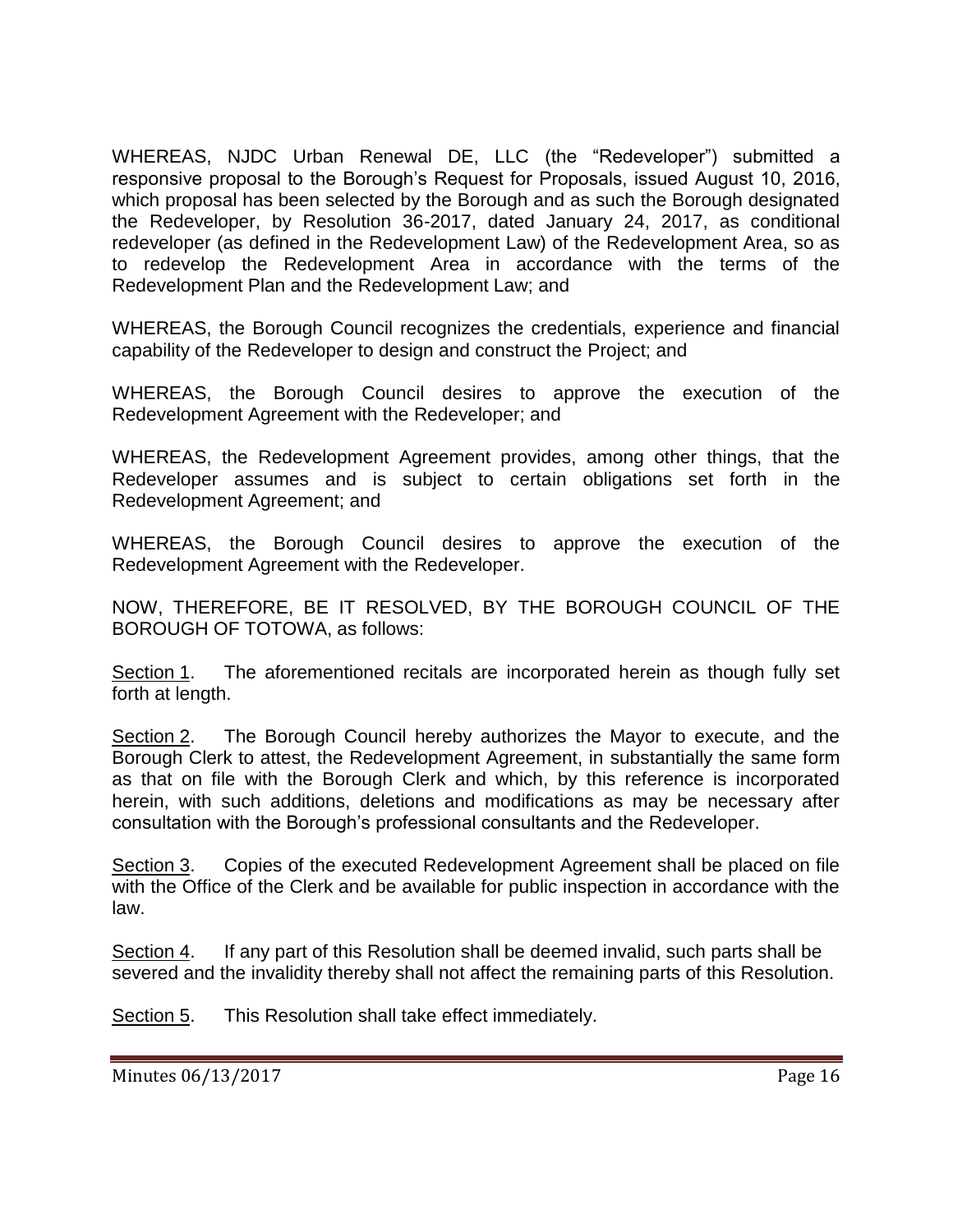WHEREAS, NJDC Urban Renewal DE, LLC (the "Redeveloper") submitted a responsive proposal to the Borough's Request for Proposals, issued August 10, 2016, which proposal has been selected by the Borough and as such the Borough designated the Redeveloper, by Resolution 36-2017, dated January 24, 2017, as conditional redeveloper (as defined in the Redevelopment Law) of the Redevelopment Area, so as to redevelop the Redevelopment Area in accordance with the terms of the Redevelopment Plan and the Redevelopment Law; and

WHEREAS, the Borough Council recognizes the credentials, experience and financial capability of the Redeveloper to design and construct the Project; and

WHEREAS, the Borough Council desires to approve the execution of the Redevelopment Agreement with the Redeveloper; and

WHEREAS, the Redevelopment Agreement provides, among other things, that the Redeveloper assumes and is subject to certain obligations set forth in the Redevelopment Agreement; and

WHEREAS, the Borough Council desires to approve the execution of the Redevelopment Agreement with the Redeveloper.

NOW, THEREFORE, BE IT RESOLVED, BY THE BOROUGH COUNCIL OF THE BOROUGH OF TOTOWA, as follows:

Section 1. The aforementioned recitals are incorporated herein as though fully set forth at length.

Section 2. The Borough Council hereby authorizes the Mayor to execute, and the Borough Clerk to attest, the Redevelopment Agreement, in substantially the same form as that on file with the Borough Clerk and which, by this reference is incorporated herein, with such additions, deletions and modifications as may be necessary after consultation with the Borough's professional consultants and the Redeveloper.

Section 3. Copies of the executed Redevelopment Agreement shall be placed on file with the Office of the Clerk and be available for public inspection in accordance with the law.

Section 4. If any part of this Resolution shall be deemed invalid, such parts shall be severed and the invalidity thereby shall not affect the remaining parts of this Resolution.

Section 5. This Resolution shall take effect immediately.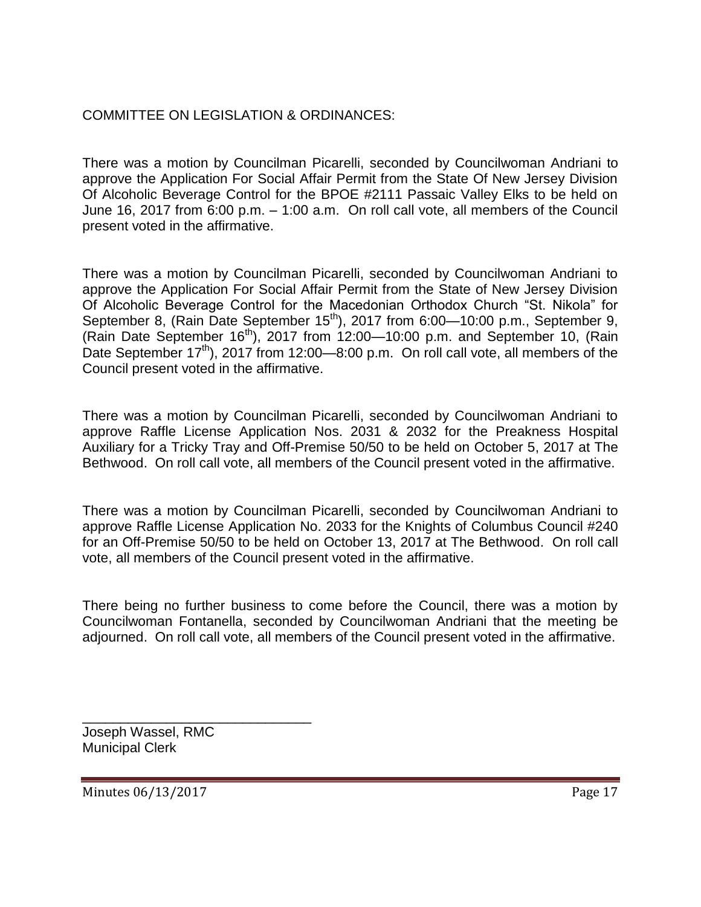COMMITTEE ON LEGISLATION & ORDINANCES:

There was a motion by Councilman Picarelli, seconded by Councilwoman Andriani to approve the Application For Social Affair Permit from the State Of New Jersey Division Of Alcoholic Beverage Control for the BPOE #2111 Passaic Valley Elks to be held on June 16, 2017 from 6:00 p.m. – 1:00 a.m. On roll call vote, all members of the Council present voted in the affirmative.

There was a motion by Councilman Picarelli, seconded by Councilwoman Andriani to approve the Application For Social Affair Permit from the State of New Jersey Division Of Alcoholic Beverage Control for the Macedonian Orthodox Church "St. Nikola" for September 8, (Rain Date September 15th), 2017 from 6:00—10:00 p.m., September 9, (Rain Date September 16th), 2017 from 12:00—10:00 p.m. and September 10, (Rain Date September 17th), 2017 from 12:00—8:00 p.m. On roll call vote, all members of the Council present voted in the affirmative.

There was a motion by Councilman Picarelli, seconded by Councilwoman Andriani to approve Raffle License Application Nos. 2031 & 2032 for the Preakness Hospital Auxiliary for a Tricky Tray and Off-Premise 50/50 to be held on October 5, 2017 at The Bethwood. On roll call vote, all members of the Council present voted in the affirmative.

There was a motion by Councilman Picarelli, seconded by Councilwoman Andriani to approve Raffle License Application No. 2033 for the Knights of Columbus Council #240 for an Off-Premise 50/50 to be held on October 13, 2017 at The Bethwood. On roll call vote, all members of the Council present voted in the affirmative.

There being no further business to come before the Council, there was a motion by Councilwoman Fontanella, seconded by Councilwoman Andriani that the meeting be adjourned. On roll call vote, all members of the Council present voted in the affirmative.

\_\_\_\_\_\_\_\_\_\_\_\_\_\_\_\_\_\_\_\_\_\_\_\_\_\_\_\_\_\_\_

Joseph Wassel, RMC
Municipal Clerk